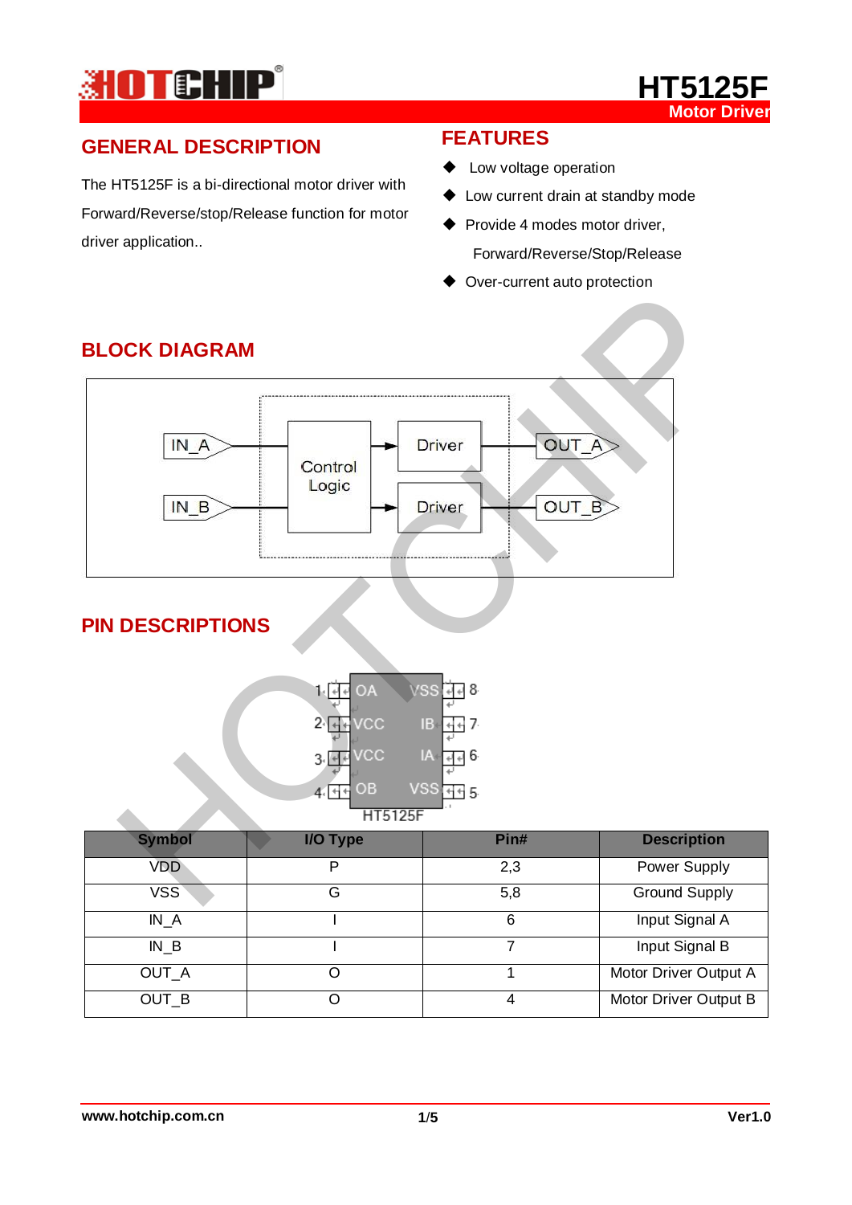# HT5125F

Motor Driver

## GENERAL DESCRIPTION

The HT5125F is a bi-directional motor driver with Forward/Reverse/stop/Release function for motor driver application..

## FEATURES

- Low voltage operation
- Low current drain at standby mode
- Provide 4 modes motor driver, Forward/Reverse/Stop/Release
- Over-current auto protection

## BLOCK DIAGRAM

IN_A, IN_B → Control Logic → Driver → OUT_A, OUT_B

## PIN DESCRIPTIONS

| Pin | Name | Name | Pin |
|---|---|---|---|
| 1 | OA | VSS | 8 |
| 2 | VCC | IB | 7 |
| 3 | VCC | IA | 6 |
| 4 | OB | VSS | 5 |

HT5125F

| Symbol | I/O Type | Pin# | Description |
|---|---|---|---|
| VDD | P | 2,3 | Power Supply |
| VSS | G | 5,8 | Ground Supply |
| IN_A | I | 6 | Input Signal A |
| IN_B | I | 7 | Input Signal B |
| OUT_A | O | 1 | Motor Driver Output A |
| OUT_B | O | 4 | Motor Driver Output B |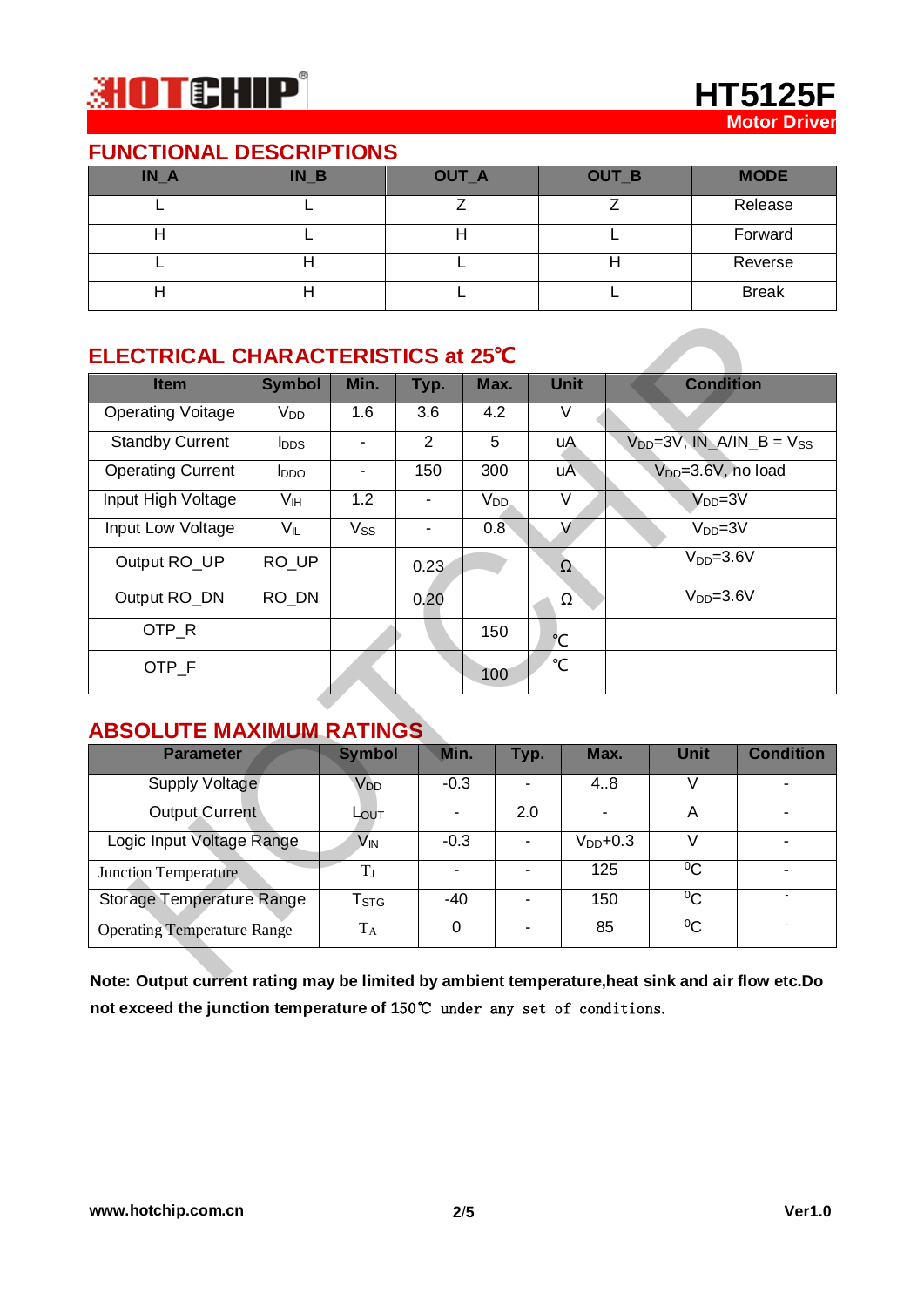## FUNCTIONAL DESCRIPTIONS

| IN_A | IN_B | OUT_A | OUT_B | MODE |
|---|---|---|---|---|
| L | L | Z | Z | Release |
| H | L | H | L | Forward |
| L | H | L | H | Reverse |
| H | H | L | L | Break |

## ELECTRICAL CHARACTERISTICS at 25℃

| Item | Symbol | Min. | Typ. | Max. | Unit | Condition |
|---|---|---|---|---|---|---|
| Operating Voitage | $V_{DD}$ | 1.6 | 3.6 | 4.2 | V | |
| Standby Current | $I_{DDS}$ | - | 2 | 5 | uA | $V_{DD}$=3V, IN_A/IN_B = $V_{SS}$ |
| Operating Current | $I_{DDO}$ | - | 150 | 300 | uA | $V_{DD}$=3.6V, no load |
| Input High Voltage | $V_{IH}$ | 1.2 | - | $V_{DD}$ | V | $V_{DD}$=3V |
| Input Low Voltage | $V_{IL}$ | $V_{SS}$ | - | 0.8 | V | $V_{DD}$=3V |
| Output RO_UP | RO_UP | | 0.23 | | Ω | $V_{DD}$=3.6V |
| Output RO_DN | RO_DN | | 0.20 | | Ω | $V_{DD}$=3.6V |
| OTP_R | | | | 150 | ℃ | |
| OTP_F | | | | 100 | ℃ | |

## ABSOLUTE MAXIMUM RATINGS

| Parameter | Symbol | Min. | Typ. | Max. | Unit | Condition |
|---|---|---|---|---|---|---|
| Supply Voltage | $V_{DD}$ | -0.3 | - | 4..8 | V | - |
| Output Current | $L_{OUT}$ | - | 2.0 | - | A | - |
| Logic Input Voltage Range | $V_{IN}$ | -0.3 | - | $V_{DD}$+0.3 | V | - |
| Junction Temperature | $T_J$ | - | - | 125 | $^0$C | - |
| Storage Temperature Range | $T_{STG}$ | -40 | - | 150 | $^0$C | - |
| Operating Temperature Range | $T_A$ | 0 | - | 85 | $^0$C | - |

**Note: Output current rating may be limited by ambient temperature,heat sink and air flow etc.Do not exceed the junction temperature of 150℃** under any set of conditions.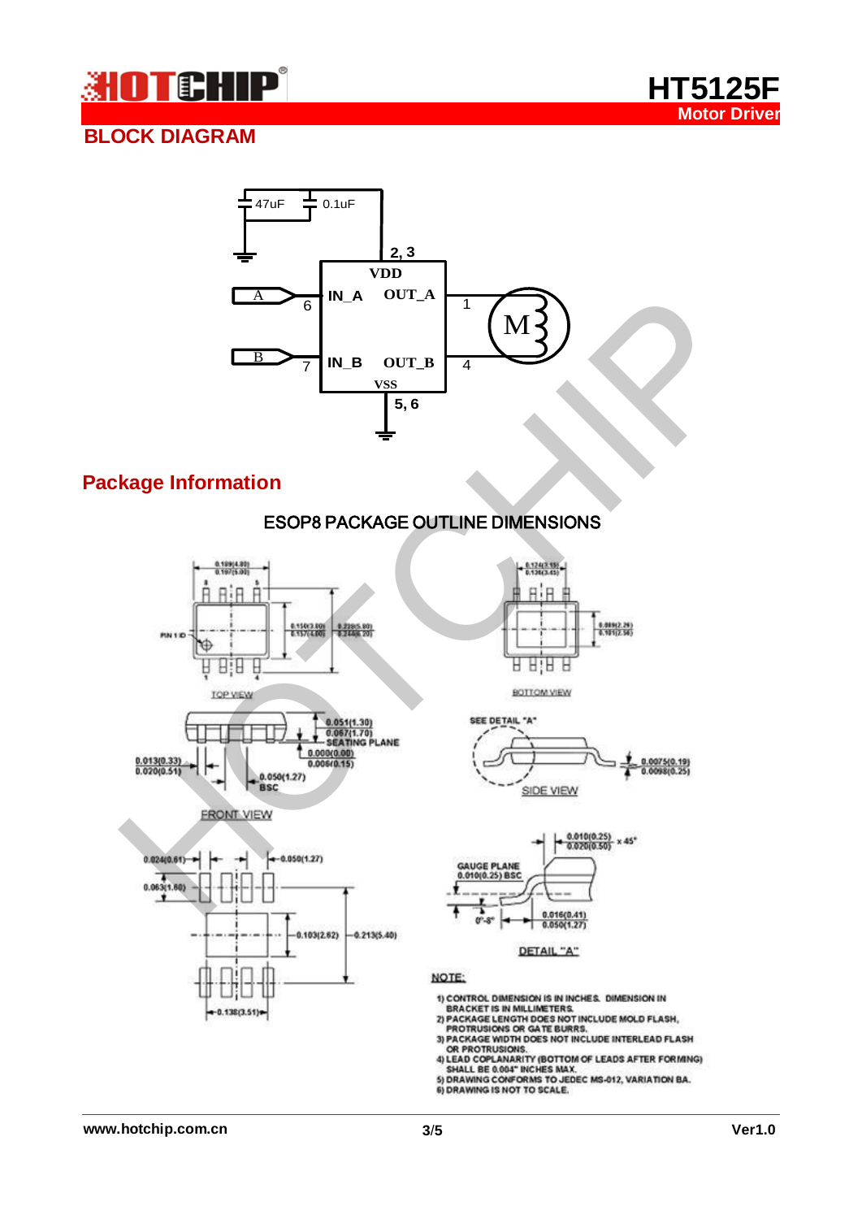## BLOCK DIAGRAM

## Package Information

ESOP8 PACKAGE OUTLINE DIMENSIONS

NOTE:

1) CONTROL DIMENSION IS IN INCHES. DIMENSION IN BRACKET IS IN MILLIMETERS.
2) PACKAGE LENGTH DOES NOT INCLUDE MOLD FLASH, PROTRUSIONS OR GATE BURRS.
3) PACKAGE WIDTH DOES NOT INCLUDE INTERLEAD FLASH OR PROTRUSIONS.
4) LEAD COPLANARITY (BOTTOM OF LEADS AFTER FORMING) SHALL BE 0.004" INCHES MAX.
5) DRAWING CONFORMS TO JEDEC MS-012, VARIATION BA.
6) DRAWING IS NOT TO SCALE.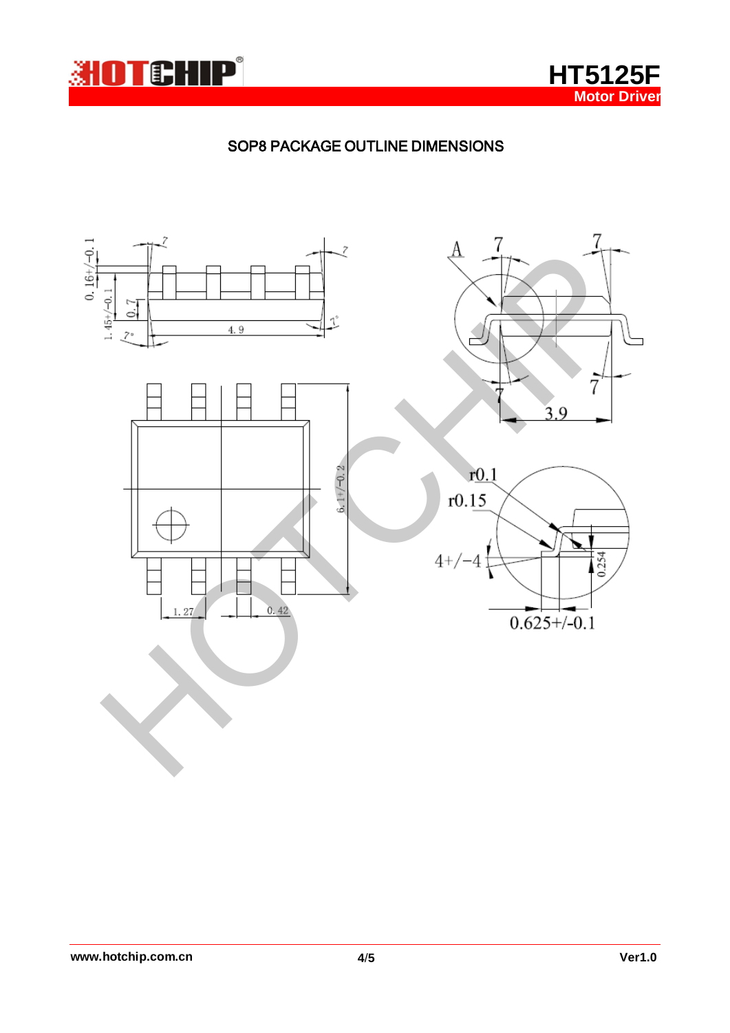## SOP8 PACKAGE OUTLINE DIMENSIONS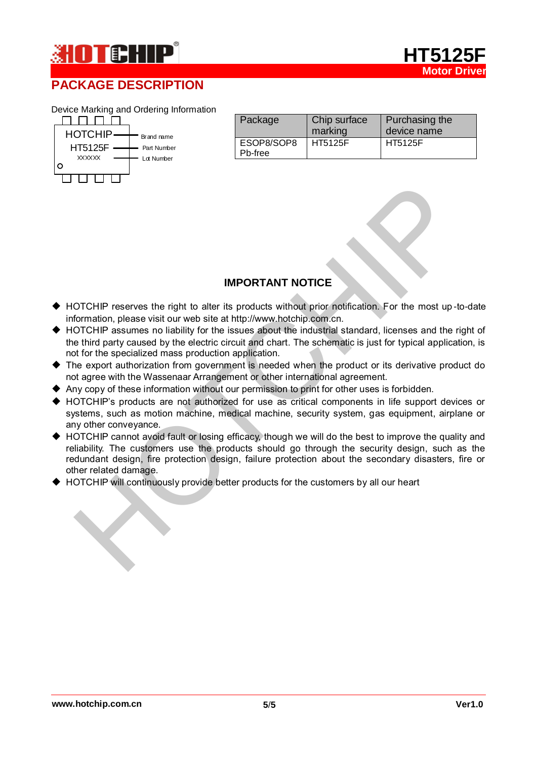## PACKAGE DESCRIPTION

Device Marking and Ordering Information

HOTCHIP — Brand name
HT5125F — Part Number
XXXXXX — Lot Number

| Package | Chip surface marking | Purchasing the device name |
|---|---|---|
| ESOP8/SOP8 Pb-free | HT5125F | HT5125F |

### IMPORTANT NOTICE

- HOTCHIP reserves the right to alter its products without prior notification. For the most up-to-date information, please visit our web site at http://www.hotchip.com.cn.
- HOTCHIP assumes no liability for the issues about the industrial standard, licenses and the right of the third party caused by the electric circuit and chart. The schematic is just for typical application, is not for the specialized mass production application.
- The export authorization from government is needed when the product or its derivative product do not agree with the Wassenaar Arrangement or other international agreement.
- Any copy of these information without our permission to print for other uses is forbidden.
- HOTCHIP's products are not authorized for use as critical components in life support devices or systems, such as motion machine, medical machine, security system, gas equipment, airplane or any other conveyance.
- HOTCHIP cannot avoid fault or losing efficacy, though we will do the best to improve the quality and reliability. The customers use the products should go through the security design, such as the redundant design, fire protection design, failure protection about the secondary disasters, fire or other related damage.
- HOTCHIP will continuously provide better products for the customers by all our heart